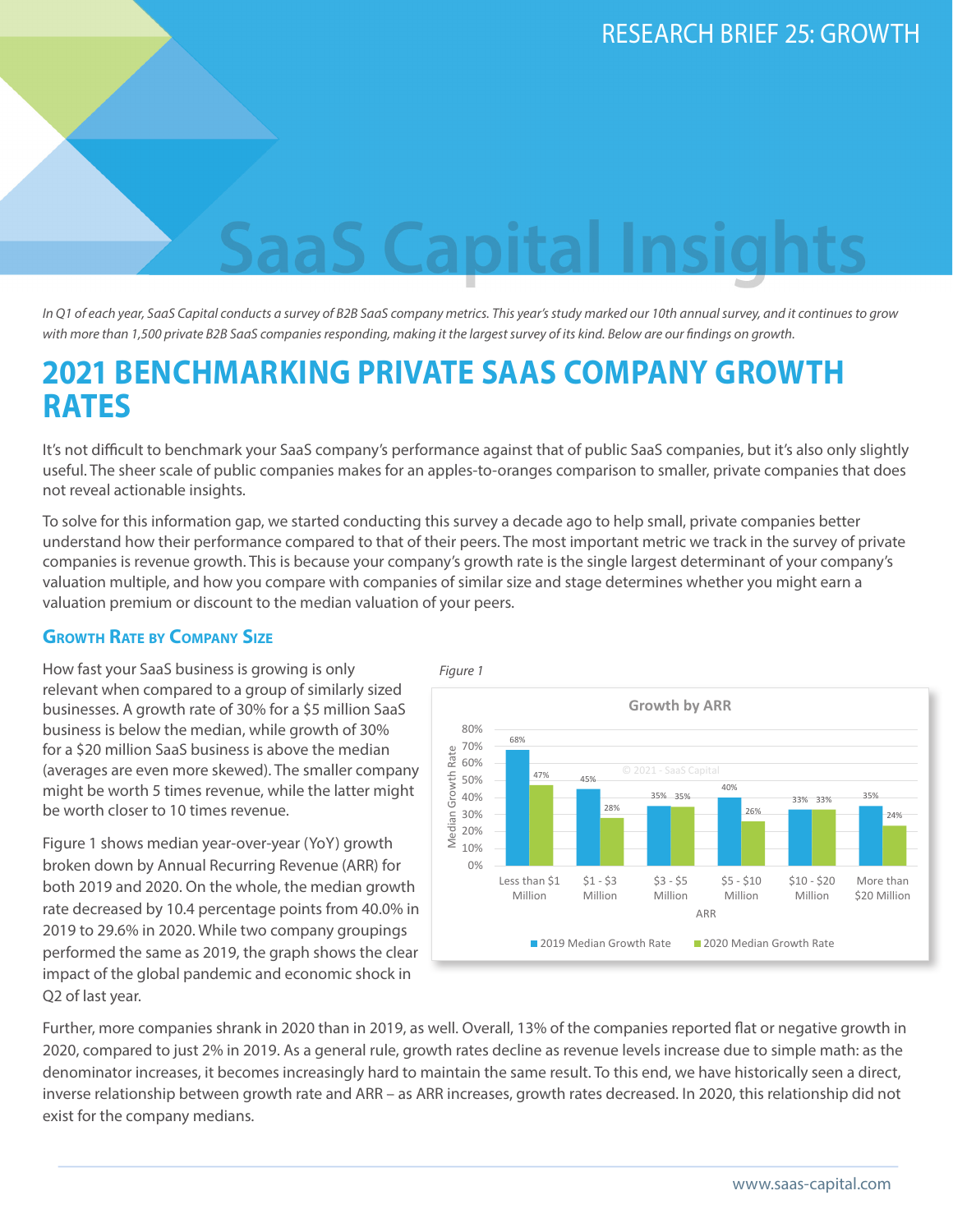# SaaS Capital Insights

*In Q1 of each year, SaaS Capital conducts a survey of B2B SaaS company metrics. This year's study marked our 10th annual survey, and it continues to grow with more than 1,500 private B2B SaaS companies responding, making it the largest survey of its kind. Below are our findings on growth.*

## 2021 BENCHMARKING PRIVATE SAAS COMPANY GROWTH RATES

It's not difficult to benchmark your SaaS company's performance against that of public SaaS companies, but it's also only slightly useful. The sheer scale of public companies makes for an apples-to-oranges comparison to smaller, private companies that does not reveal actionable insights.

To solve for this information gap, we started conducting this survey a decade ago to help small, private companies better understand how their performance compared to that of their peers. The most important metric we track in the survey of private companies is revenue growth. This is because your company's growth rate is the single largest determinant of your company's valuation multiple, and how you compare with companies of similar size and stage determines whether you might earn a valuation premium or discount to the median valuation of your peers.

### Growth Rate by Company Size

How fast your SaaS business is growing is only relevant when compared to a group of similarly sized businesses. A growth rate of 30% for a $5 million SaaS business is below the median, while growth of 30% for a $20 million SaaS business is above the median (averages are even more skewed). The smaller company might be worth 5 times revenue, while the latter might be worth closer to 10 times revenue.

Figure 1 shows median year-over-year (YoY) growth broken down by Annual Recurring Revenue (ARR) for both 2019 and 2020. On the whole, the median growth rate decreased by 10.4 percentage points from 40.0% in 2019 to 29.6% in 2020. While two company groupings performed the same as 2019, the graph shows the clear impact of the global pandemic and economic shock in Q2 of last year.

*Figure 1*

**Growth by ARR**

| ARR | 2019 Median Growth Rate | 2020 Median Growth Rate |
|---|---|---|
| Less than $1 Million | 68% | 47% |
| $1 - $3 Million | 45% | 28% |
| $3 - $5 Million | 35% | 35% |
| $5 - $10 Million | 40% | 26% |
| $10 - $20 Million | 33% | 33% |
| More than $20 Million | 35% | 24% |

© 2021 - SaaS Capital

Further, more companies shrank in 2020 than in 2019, as well. Overall, 13% of the companies reported flat or negative growth in 2020, compared to just 2% in 2019. As a general rule, growth rates decline as revenue levels increase due to simple math: as the denominator increases, it becomes increasingly hard to maintain the same result. To this end, we have historically seen a direct, inverse relationship between growth rate and ARR – as ARR increases, growth rates decreased. In 2020, this relationship did not exist for the company medians.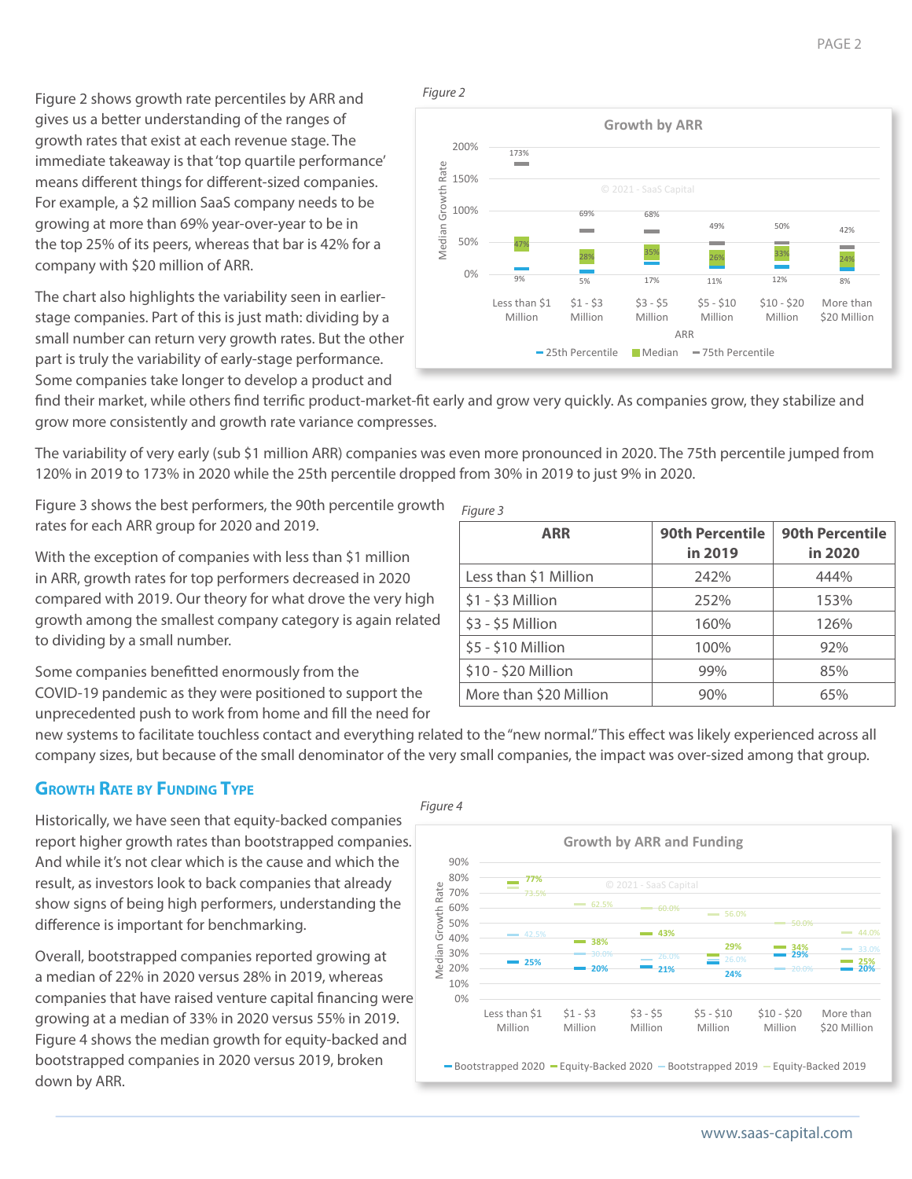Figure 2 shows growth rate percentiles by ARR and gives us a better understanding of the ranges of growth rates that exist at each revenue stage. The immediate takeaway is that 'top quartile performance' means different things for different-sized companies. For example, a $2 million SaaS company needs to be growing at more than 69% year-over-year to be in the top 25% of its peers, whereas that bar is 42% for a company with $20 million of ARR.

*Figure 2*

**Growth by ARR**

| ARR | 25th Percentile | Median | 75th Percentile |
|---|---|---|---|
| Less than $1 Million | 9% | 47% | 173% |
| $1 - $3 Million | 5% | 28% | 69% |
| $3 - $5 Million | 17% | 35% | 68% |
| $5 - $10 Million | 11% | 26% | 49% |
| $10 - $20 Million | 12% | 33% | 50% |
| More than $20 Million | 8% | 24% | 42% |

© 2021 - SaaS Capital

The chart also highlights the variability seen in earlier-stage companies. Part of this is just math: dividing by a small number can return very growth rates. But the other part is truly the variability of early-stage performance. Some companies take longer to develop a product and find their market, while others find terrific product-market-fit early and grow very quickly. As companies grow, they stabilize and grow more consistently and growth rate variance compresses.

The variability of very early (sub $1 million ARR) companies was even more pronounced in 2020. The 75th percentile jumped from 120% in 2019 to 173% in 2020 while the 25th percentile dropped from 30% in 2019 to just 9% in 2020.

Figure 3 shows the best performers, the 90th percentile growth rates for each ARR group for 2020 and 2019.

*Figure 3*

| ARR | 90th Percentile in 2019 | 90th Percentile in 2020 |
|---|---|---|
| Less than $1 Million | 242% | 444% |
| $1 - $3 Million | 252% | 153% |
| $3 - $5 Million | 160% | 126% |
| $5 - $10 Million | 100% | 92% |
| $10 - $20 Million | 99% | 85% |
| More than $20 Million | 90% | 65% |

With the exception of companies with less than $1 million in ARR, growth rates for top performers decreased in 2020 compared with 2019. Our theory for what drove the very high growth among the smallest company category is again related to dividing by a small number.

Some companies benefitted enormously from the COVID-19 pandemic as they were positioned to support the unprecedented push to work from home and fill the need for new systems to facilitate touchless contact and everything related to the "new normal." This effect was likely experienced across all company sizes, but because of the small denominator of the very small companies, the impact was over-sized among that group.

## Growth Rate by Funding Type

Historically, we have seen that equity-backed companies report higher growth rates than bootstrapped companies. And while it's not clear which is the cause and which the result, as investors look to back companies that already show signs of being high performers, understanding the difference is important for benchmarking.

Overall, bootstrapped companies reported growing at a median of 22% in 2020 versus 28% in 2019, whereas companies that have raised venture capital financing were growing at a median of 33% in 2020 versus 55% in 2019. Figure 4 shows the median growth for equity-backed and bootstrapped companies in 2020 versus 2019, broken down by ARR.

*Figure 4*

**Growth by ARR and Funding**

| ARR | Bootstrapped 2020 | Equity-Backed 2020 | Bootstrapped 2019 | Equity-Backed 2019 |
|---|---|---|---|---|
| Less than $1 Million | 25% | 77% | 42.5% | 73.5% |
| $1 - $3 Million | 20% | 38% | 30.0% | 62.5% |
| $3 - $5 Million | 21% | 43% | 26.0% | 60.0% |
| $5 - $10 Million | 24% | 29% | 26.0% | 56.0% |
| $10 - $20 Million | 29% | 34% | 20.0% | 50.0% |
| More than $20 Million | 20% | 25% | 33.0% | 44.0% |

© 2021 - SaaS Capital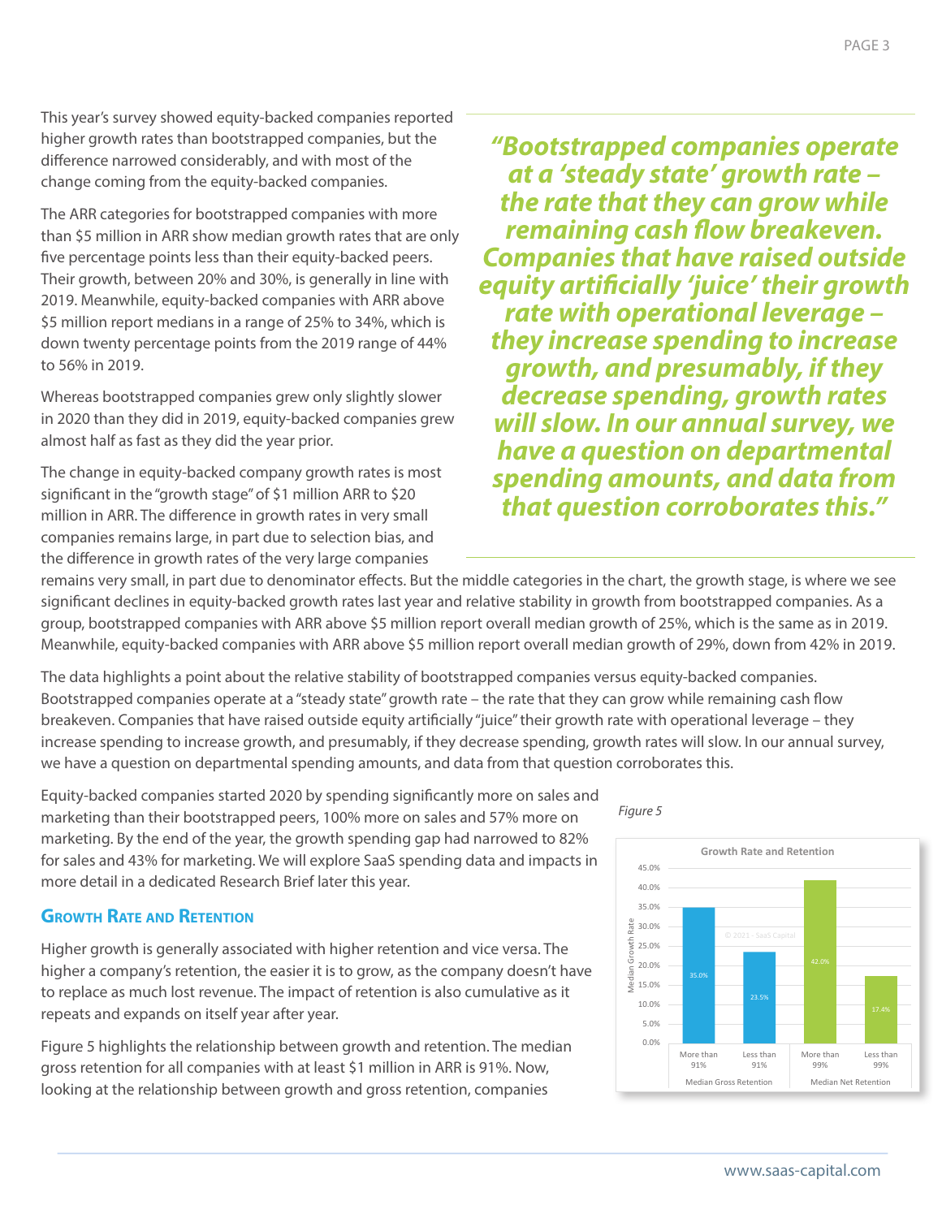This year's survey showed equity-backed companies reported higher growth rates than bootstrapped companies, but the difference narrowed considerably, and with most of the change coming from the equity-backed companies.

The ARR categories for bootstrapped companies with more than $5 million in ARR show median growth rates that are only five percentage points less than their equity-backed peers. Their growth, between 20% and 30%, is generally in line with 2019. Meanwhile, equity-backed companies with ARR above $5 million report medians in a range of 25% to 34%, which is down twenty percentage points from the 2019 range of 44% to 56% in 2019.

Whereas bootstrapped companies grew only slightly slower in 2020 than they did in 2019, equity-backed companies grew almost half as fast as they did the year prior.

The change in equity-backed company growth rates is most significant in the "growth stage" of $1 million ARR to $20 million in ARR. The difference in growth rates in very small companies remains large, in part due to selection bias, and the difference in growth rates of the very large companies remains very small, in part due to denominator effects. But the middle categories in the chart, the growth stage, is where we see significant declines in equity-backed growth rates last year and relative stability in growth from bootstrapped companies. As a group, bootstrapped companies with ARR above $5 million report overall median growth of 25%, which is the same as in 2019. Meanwhile, equity-backed companies with ARR above $5 million report overall median growth of 29%, down from 42% in 2019.

> ***"Bootstrapped companies operate at a 'steady state' growth rate – the rate that they can grow while remaining cash flow breakeven. Companies that have raised outside equity artificially 'juice' their growth rate with operational leverage – they increase spending to increase growth, and presumably, if they decrease spending, growth rates will slow. In our annual survey, we have a question on departmental spending amounts, and data from that question corroborates this."***

The data highlights a point about the relative stability of bootstrapped companies versus equity-backed companies. Bootstrapped companies operate at a "steady state" growth rate – the rate that they can grow while remaining cash flow breakeven. Companies that have raised outside equity artificially "juice" their growth rate with operational leverage – they increase spending to increase growth, and presumably, if they decrease spending, growth rates will slow. In our annual survey, we have a question on departmental spending amounts, and data from that question corroborates this.

Equity-backed companies started 2020 by spending significantly more on sales and marketing than their bootstrapped peers, 100% more on sales and 57% more on marketing. By the end of the year, the growth spending gap had narrowed to 82% for sales and 43% for marketing. We will explore SaaS spending data and impacts in more detail in a dedicated Research Brief later this year.

## Growth Rate and Retention

Higher growth is generally associated with higher retention and vice versa. The higher a company's retention, the easier it is to grow, as the company doesn't have to replace as much lost revenue. The impact of retention is also cumulative as it repeats and expands on itself year after year.

Figure 5 highlights the relationship between growth and retention. The median gross retention for all companies with at least $1 million in ARR is 91%. Now, looking at the relationship between growth and gross retention, companies

*Figure 5*

**Growth Rate and Retention**

| | Median Growth Rate |
|---|---|
| Median Gross Retention: More than 91% | 35.0% |
| Median Gross Retention: Less than 91% | 23.5% |
| Median Net Retention: More than 99% | 42.0% |
| Median Net Retention: Less than 99% | 17.4% |

© 2021 - SaaS Capital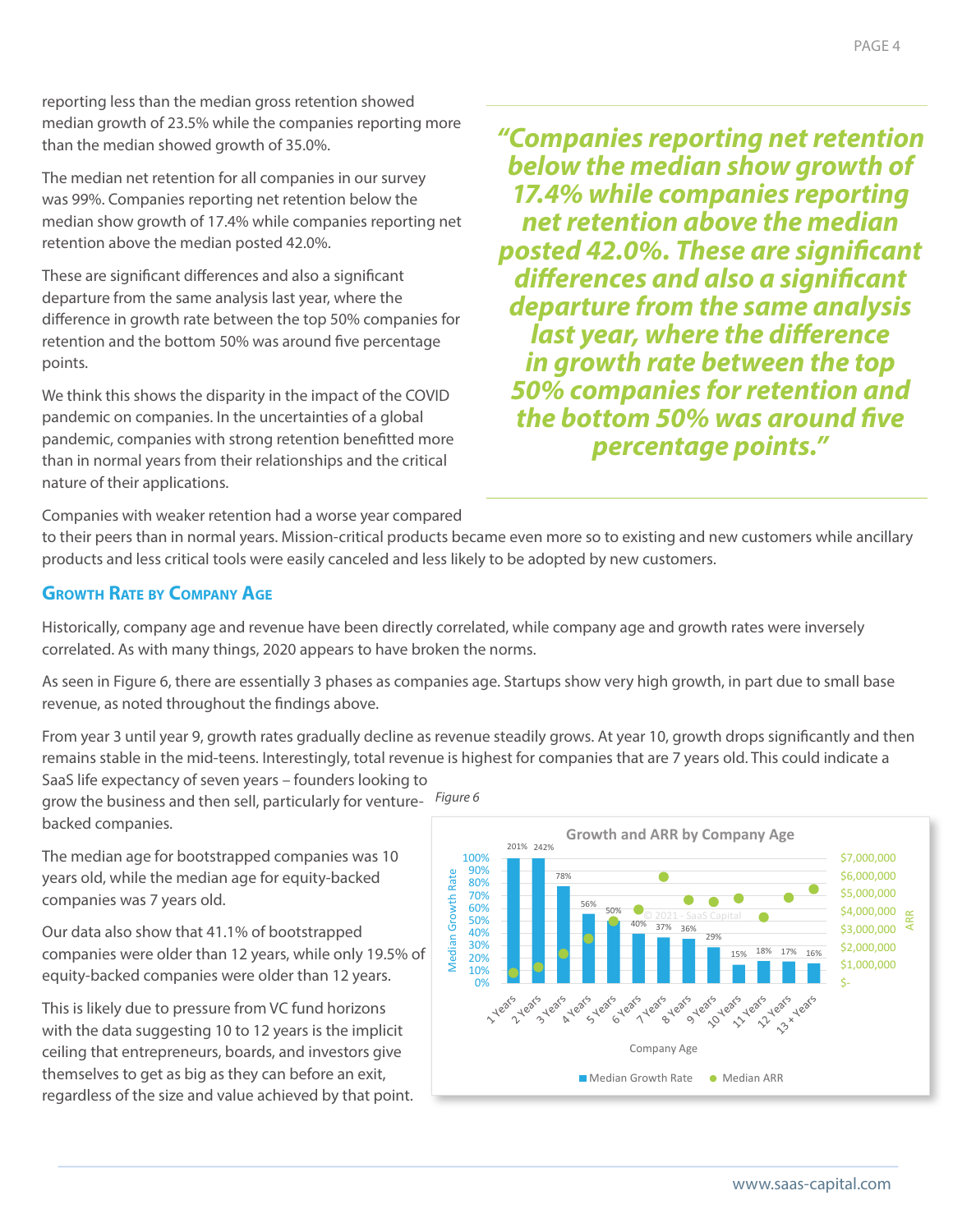reporting less than the median gross retention showed median growth of 23.5% while the companies reporting more than the median showed growth of 35.0%.

The median net retention for all companies in our survey was 99%. Companies reporting net retention below the median show growth of 17.4% while companies reporting net retention above the median posted 42.0%.

These are significant differences and also a significant departure from the same analysis last year, where the difference in growth rate between the top 50% companies for retention and the bottom 50% was around five percentage points.

We think this shows the disparity in the impact of the COVID pandemic on companies. In the uncertainties of a global pandemic, companies with strong retention benefitted more than in normal years from their relationships and the critical nature of their applications.

> ***"Companies reporting net retention below the median show growth of 17.4% while companies reporting net retention above the median posted 42.0%. These are significant differences and also a significant departure from the same analysis last year, where the difference in growth rate between the top 50% companies for retention and the bottom 50% was around five percentage points."***

Companies with weaker retention had a worse year compared to their peers than in normal years. Mission-critical products became even more so to existing and new customers while ancillary products and less critical tools were easily canceled and less likely to be adopted by new customers.

## Growth Rate by Company Age

Historically, company age and revenue have been directly correlated, while company age and growth rates were inversely correlated. As with many things, 2020 appears to have broken the norms.

As seen in Figure 6, there are essentially 3 phases as companies age. Startups show very high growth, in part due to small base revenue, as noted throughout the findings above.

From year 3 until year 9, growth rates gradually decline as revenue steadily grows. At year 10, growth drops significantly and then remains stable in the mid-teens. Interestingly, total revenue is highest for companies that are 7 years old. This could indicate a SaaS life expectancy of seven years – founders looking to grow the business and then sell, particularly for venture-backed companies.

The median age for bootstrapped companies was 10 years old, while the median age for equity-backed companies was 7 years old.

Our data also show that 41.1% of bootstrapped companies were older than 12 years, while only 19.5% of equity-backed companies were older than 12 years.

This is likely due to pressure from VC fund horizons with the data suggesting 10 to 12 years is the implicit ceiling that entrepreneurs, boards, and investors give themselves to get as big as they can before an exit, regardless of the size and value achieved by that point.

*Figure 6*

**Growth and ARR by Company Age**

| Company Age | Median Growth Rate |
|---|---|
| 1 Years | 201% |
| 2 Years | 242% |
| 3 Years | 78% |
| 4 Years | 56% |
| 5 Years | 50% |
| 6 Years | 40% |
| 7 Years | 37% |
| 8 Years | 36% |
| 9 Years | 29% |
| 10 Years | 15% |
| 11 Years | 18% |
| 12 Years | 17% |
| 13 + Years | 16% |

■ Median Growth Rate ● Median ARR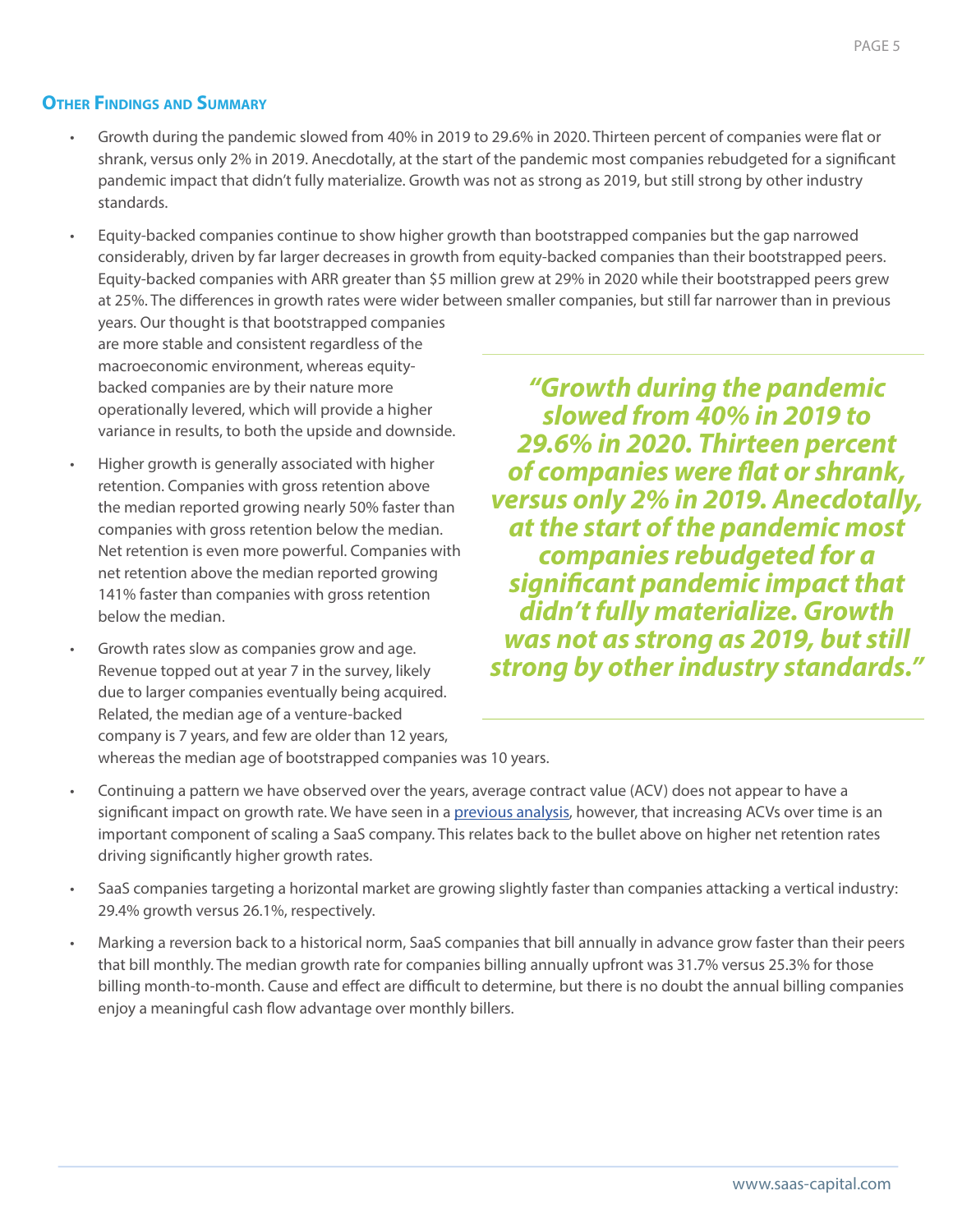## Other Findings and Summary

- Growth during the pandemic slowed from 40% in 2019 to 29.6% in 2020. Thirteen percent of companies were flat or shrank, versus only 2% in 2019. Anecdotally, at the start of the pandemic most companies rebudgeted for a significant pandemic impact that didn't fully materialize. Growth was not as strong as 2019, but still strong by other industry standards.

- Equity-backed companies continue to show higher growth than bootstrapped companies but the gap narrowed considerably, driven by far larger decreases in growth from equity-backed companies than their bootstrapped peers. Equity-backed companies with ARR greater than $5 million grew at 29% in 2020 while their bootstrapped peers grew at 25%. The differences in growth rates were wider between smaller companies, but still far narrower than in previous years. Our thought is that bootstrapped companies are more stable and consistent regardless of the macroeconomic environment, whereas equity-backed companies are by their nature more operationally levered, which will provide a higher variance in results, to both the upside and downside.

- Higher growth is generally associated with higher retention. Companies with gross retention above the median reported growing nearly 50% faster than companies with gross retention below the median. Net retention is even more powerful. Companies with net retention above the median reported growing 141% faster than companies with gross retention below the median.

- Growth rates slow as companies grow and age. Revenue topped out at year 7 in the survey, likely due to larger companies eventually being acquired. Related, the median age of a venture-backed company is 7 years, and few are older than 12 years, whereas the median age of bootstrapped companies was 10 years.

> ***"Growth during the pandemic slowed from 40% in 2019 to 29.6% in 2020. Thirteen percent of companies were flat or shrank, versus only 2% in 2019. Anecdotally, at the start of the pandemic most companies rebudgeted for a significant pandemic impact that didn't fully materialize. Growth was not as strong as 2019, but still strong by other industry standards."***

- Continuing a pattern we have observed over the years, average contract value (ACV) does not appear to have a significant impact on growth rate. We have seen in a previous analysis, however, that increasing ACVs over time is an important component of scaling a SaaS company. This relates back to the bullet above on higher net retention rates driving significantly higher growth rates.

- SaaS companies targeting a horizontal market are growing slightly faster than companies attacking a vertical industry: 29.4% growth versus 26.1%, respectively.

- Marking a reversion back to a historical norm, SaaS companies that bill annually in advance grow faster than their peers that bill monthly. The median growth rate for companies billing annually upfront was 31.7% versus 25.3% for those billing month-to-month. Cause and effect are difficult to determine, but there is no doubt the annual billing companies enjoy a meaningful cash flow advantage over monthly billers.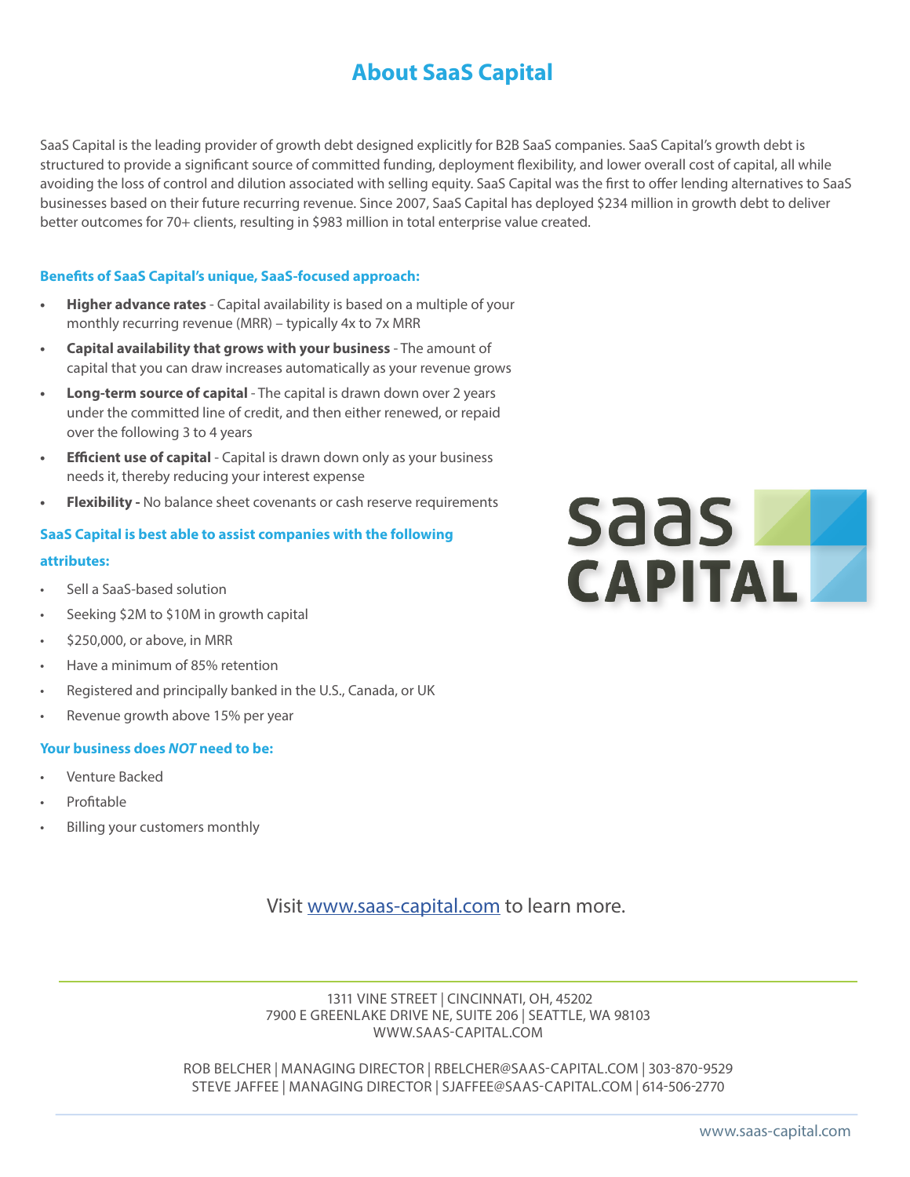# About SaaS Capital

SaaS Capital is the leading provider of growth debt designed explicitly for B2B SaaS companies. SaaS Capital's growth debt is structured to provide a significant source of committed funding, deployment flexibility, and lower overall cost of capital, all while avoiding the loss of control and dilution associated with selling equity. SaaS Capital was the first to offer lending alternatives to SaaS businesses based on their future recurring revenue. Since 2007, SaaS Capital has deployed $234 million in growth debt to deliver better outcomes for 70+ clients, resulting in $983 million in total enterprise value created.

### Benefits of SaaS Capital's unique, SaaS-focused approach:

- **Higher advance rates** - Capital availability is based on a multiple of your monthly recurring revenue (MRR) – typically 4x to 7x MRR
- **Capital availability that grows with your business** - The amount of capital that you can draw increases automatically as your revenue grows
- **Long-term source of capital** - The capital is drawn down over 2 years under the committed line of credit, and then either renewed, or repaid over the following 3 to 4 years
- **Efficient use of capital** - Capital is drawn down only as your business needs it, thereby reducing your interest expense
- **Flexibility -** No balance sheet covenants or cash reserve requirements

### SaaS Capital is best able to assist companies with the following attributes:

- Sell a SaaS-based solution
- Seeking $2M to $10M in growth capital
- $250,000, or above, in MRR
- Have a minimum of 85% retention
- Registered and principally banked in the U.S., Canada, or UK
- Revenue growth above 15% per year

### Your business does *NOT* need to be:

- Venture Backed
- Profitable
- Billing your customers monthly

Visit www.saas-capital.com to learn more.

1311 VINE STREET | CINCINNATI, OH, 45202
7900 E GREENLAKE DRIVE NE, SUITE 206 | SEATTLE, WA 98103
WWW.SAAS-CAPITAL.COM

ROB BELCHER | MANAGING DIRECTOR | RBELCHER@SAAS-CAPITAL.COM | 303-870-9529
STEVE JAFFEE | MANAGING DIRECTOR | SJAFFEE@SAAS-CAPITAL.COM | 614-506-2770